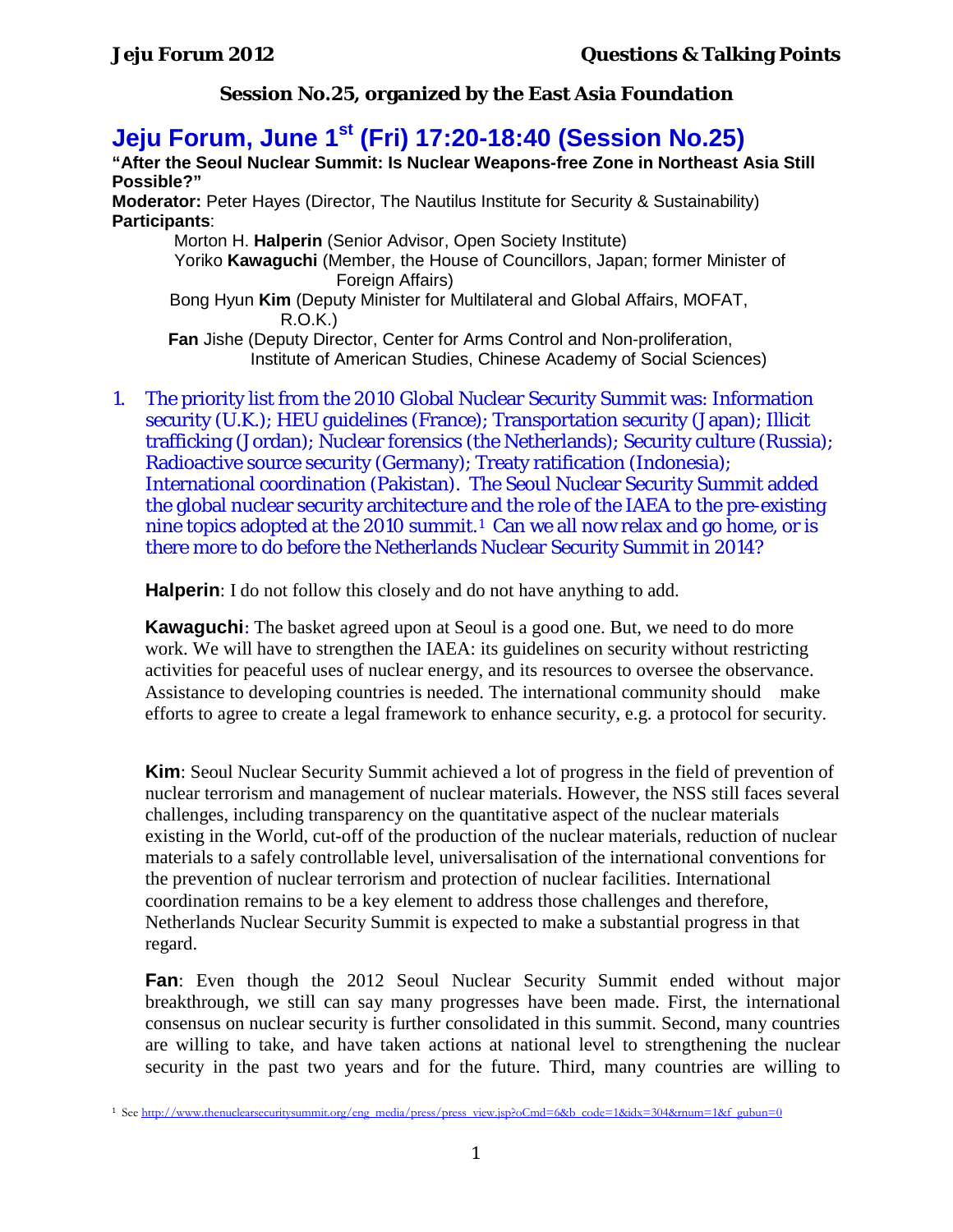**Session No.25, organized by the East Asia Foundation**

# Jeju Forum, June 1st (Fri) 17:20-18:40 (Session No.25)

**"After the Seoul Nuclear Summit: Is Nuclear Weapons-free Zone in Northeast Asia Still Possible?"**

**Moderator:** Peter Hayes (Director, The Nautilus Institute for Security & Sustainability)

**Participants**:

- Morton H. **Halperin** (Senior Advisor, Open Society Institute)
- Yoriko **Kawaguchi** (Member, the House of Councillors, Japan; former Minister of Foreign Affairs)
- Bong Hyun **Kim** (Deputy Minister for Multilateral and Global Affairs, MOFAT, R.O.K.)
- **Fan** Jishe (Deputy Director, Center for Arms Control and Non-proliferation, Institute of American Studies, Chinese Academy of Social Sciences)

1. The priority list from the 2010 Global Nuclear Security Summit was: Information security (U.K.); HEU guidelines (France); Transportation security (Japan); Illicit trafficking (Jordan); Nuclear forensics (the Netherlands); Security culture (Russia); Radioactive source security (Germany); Treaty ratification (Indonesia); International coordination (Pakistan). The Seoul Nuclear Security Summit added the global nuclear security architecture and the role of the IAEA to the pre-existing nine topics adopted at the 2010 summit.[1] Can we all now relax and go home, or is there more to do before the Netherlands Nuclear Security Summit in 2014?

**Halperin**: I do not follow this closely and do not have anything to add.

**Kawaguchi**: The basket agreed upon at Seoul is a good one. But, we need to do more work. We will have to strengthen the IAEA: its guidelines on security without restricting activities for peaceful uses of nuclear energy, and its resources to oversee the observance. Assistance to developing countries is needed. The international community should make efforts to agree to create a legal framework to enhance security, e.g. a protocol for security.

**Kim**: Seoul Nuclear Security Summit achieved a lot of progress in the field of prevention of nuclear terrorism and management of nuclear materials. However, the NSS still faces several challenges, including transparency on the quantitative aspect of the nuclear materials existing in the World, cut-off of the production of the nuclear materials, reduction of nuclear materials to a safely controllable level, universalisation of the international conventions for the prevention of nuclear terrorism and protection of nuclear facilities. International coordination remains to be a key element to address those challenges and therefore, Netherlands Nuclear Security Summit is expected to make a substantial progress in that regard.

**Fan**: Even though the 2012 Seoul Nuclear Security Summit ended without major breakthrough, we still can say many progresses have been made. First, the international consensus on nuclear security is further consolidated in this summit. Second, many countries are willing to take, and have taken actions at national level to strengthening the nuclear security in the past two years and for the future. Third, many countries are willing to

[1] See http://www.thenuclearsecuritysummit.org/eng_media/press/press_view.jsp?oCmd=6&b_code=1&idx=304&rnum=1&f_gubun=0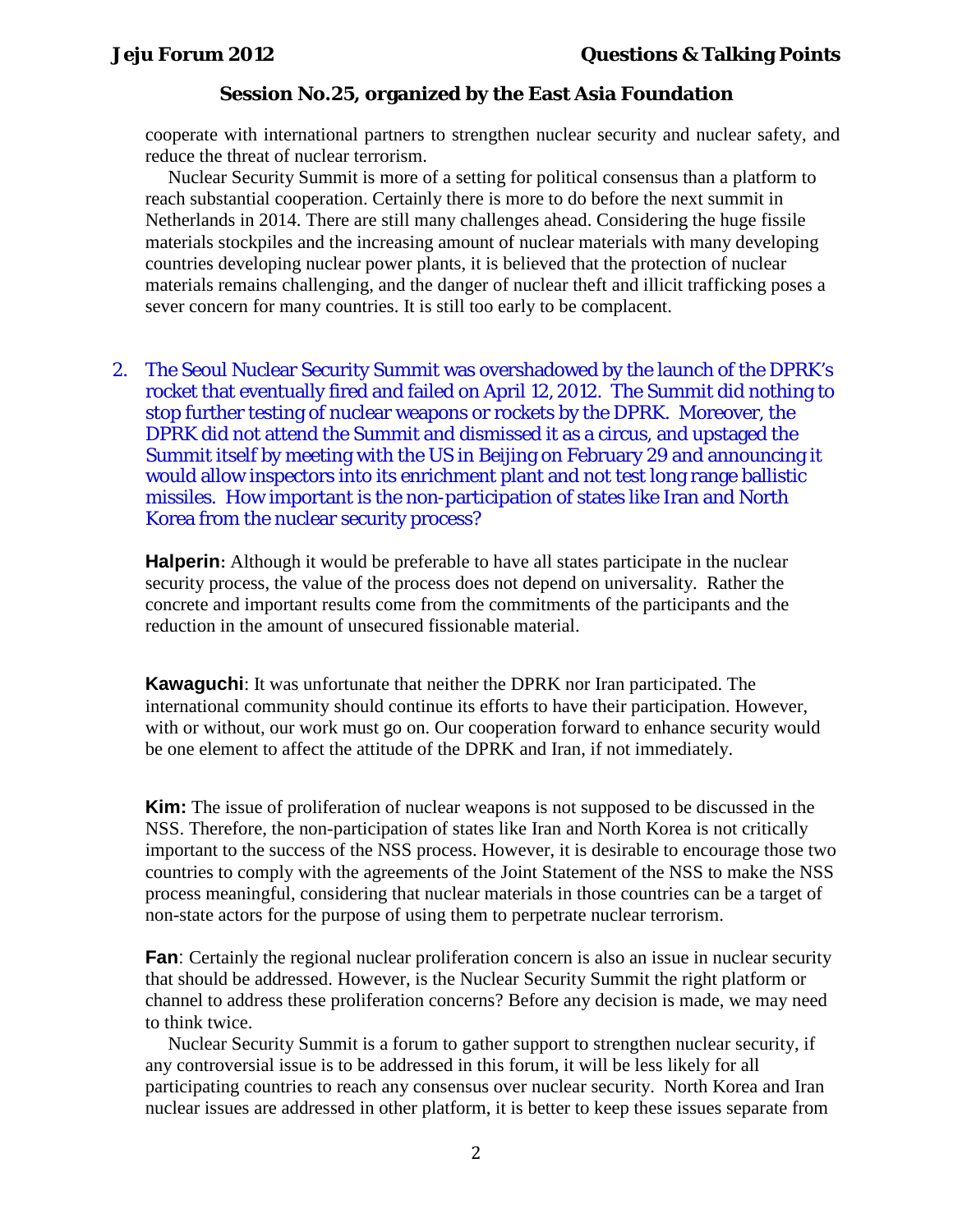cooperate with international partners to strengthen nuclear security and nuclear safety, and reduce the threat of nuclear terrorism.

Nuclear Security Summit is more of a setting for political consensus than a platform to reach substantial cooperation. Certainly there is more to do before the next summit in Netherlands in 2014. There are still many challenges ahead. Considering the huge fissile materials stockpiles and the increasing amount of nuclear materials with many developing countries developing nuclear power plants, it is believed that the protection of nuclear materials remains challenging, and the danger of nuclear theft and illicit trafficking poses a sever concern for many countries. It is still too early to be complacent.

2. The Seoul Nuclear Security Summit was overshadowed by the launch of the DPRK's rocket that eventually fired and failed on April 12, 2012. The Summit did nothing to stop further testing of nuclear weapons or rockets by the DPRK. Moreover, the DPRK did not attend the Summit and dismissed it as a circus, and upstaged the Summit itself by meeting with the US in Beijing on February 29 and announcing it would allow inspectors into its enrichment plant and not test long range ballistic missiles. How important is the non-participation of states like Iran and North Korea from the nuclear security process?

**Halperin**: Although it would be preferable to have all states participate in the nuclear security process, the value of the process does not depend on universality. Rather the concrete and important results come from the commitments of the participants and the reduction in the amount of unsecured fissionable material.

**Kawaguchi**: It was unfortunate that neither the DPRK nor Iran participated. The international community should continue its efforts to have their participation. However, with or without, our work must go on. Our cooperation forward to enhance security would be one element to affect the attitude of the DPRK and Iran, if not immediately.

**Kim:** The issue of proliferation of nuclear weapons is not supposed to be discussed in the NSS. Therefore, the non-participation of states like Iran and North Korea is not critically important to the success of the NSS process. However, it is desirable to encourage those two countries to comply with the agreements of the Joint Statement of the NSS to make the NSS process meaningful, considering that nuclear materials in those countries can be a target of non-state actors for the purpose of using them to perpetrate nuclear terrorism.

**Fan**: Certainly the regional nuclear proliferation concern is also an issue in nuclear security that should be addressed. However, is the Nuclear Security Summit the right platform or channel to address these proliferation concerns? Before any decision is made, we may need to think twice.

Nuclear Security Summit is a forum to gather support to strengthen nuclear security, if any controversial issue is to be addressed in this forum, it will be less likely for all participating countries to reach any consensus over nuclear security. North Korea and Iran nuclear issues are addressed in other platform, it is better to keep these issues separate from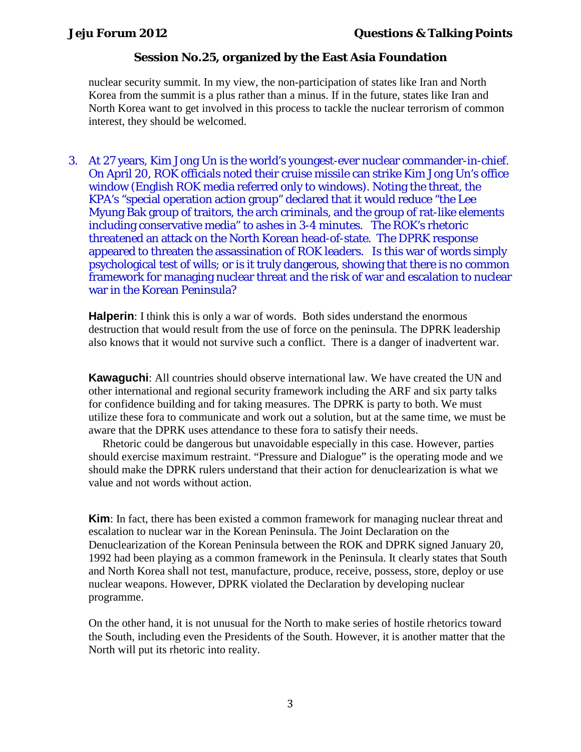nuclear security summit. In my view, the non-participation of states like Iran and North Korea from the summit is a plus rather than a minus. If in the future, states like Iran and North Korea want to get involved in this process to tackle the nuclear terrorism of common interest, they should be welcomed.

3. At 27 years, Kim Jong Un is the world's youngest-ever nuclear commander-in-chief. On April 20, ROK officials noted their cruise missile can strike Kim Jong Un's office window (English ROK media referred only to windows). Noting the threat, the KPA's "special operation action group" declared that it would reduce "the Lee Myung Bak group of traitors, the arch criminals, and the group of rat-like elements including conservative media" to ashes in 3-4 minutes. The ROK's rhetoric threatened an attack on the North Korean head-of-state. The DPRK response appeared to threaten the assassination of ROK leaders. Is this war of words simply psychological test of wills; or is it truly dangerous, showing that there is no common framework for managing nuclear threat and the risk of war and escalation to nuclear war in the Korean Peninsula?

**Halperin**: I think this is only a war of words. Both sides understand the enormous destruction that would result from the use of force on the peninsula. The DPRK leadership also knows that it would not survive such a conflict. There is a danger of inadvertent war.

**Kawaguchi**: All countries should observe international law. We have created the UN and other international and regional security framework including the ARF and six party talks for confidence building and for taking measures. The DPRK is party to both. We must utilize these fora to communicate and work out a solution, but at the same time, we must be aware that the DPRK uses attendance to these fora to satisfy their needs.

Rhetoric could be dangerous but unavoidable especially in this case. However, parties should exercise maximum restraint. "Pressure and Dialogue" is the operating mode and we should make the DPRK rulers understand that their action for denuclearization is what we value and not words without action.

**Kim**: In fact, there has been existed a common framework for managing nuclear threat and escalation to nuclear war in the Korean Peninsula. The Joint Declaration on the Denuclearization of the Korean Peninsula between the ROK and DPRK signed January 20, 1992 had been playing as a common framework in the Peninsula. It clearly states that South and North Korea shall not test, manufacture, produce, receive, possess, store, deploy or use nuclear weapons. However, DPRK violated the Declaration by developing nuclear programme.

On the other hand, it is not unusual for the North to make series of hostile rhetorics toward the South, including even the Presidents of the South. However, it is another matter that the North will put its rhetoric into reality.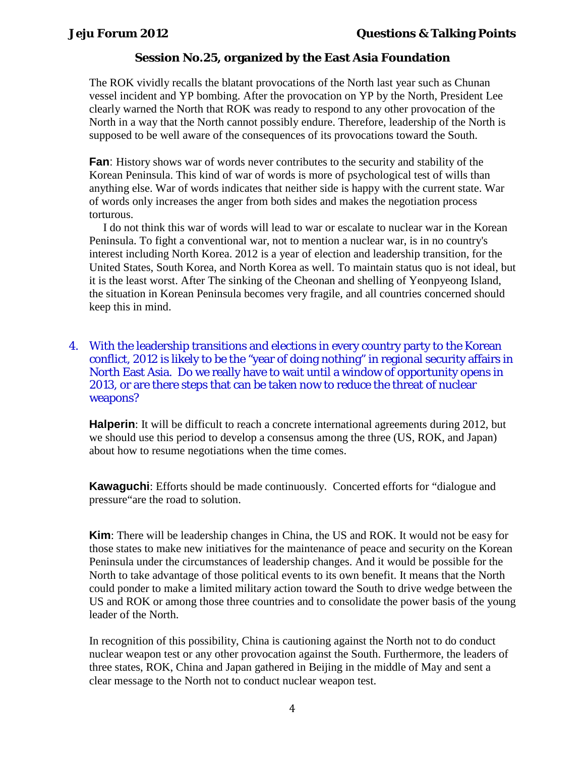## Session No.25, organized by the East Asia Foundation

The ROK vividly recalls the blatant provocations of the North last year such as Chunan vessel incident and YP bombing. After the provocation on YP by the North, President Lee clearly warned the North that ROK was ready to respond to any other provocation of the North in a way that the North cannot possibly endure. Therefore, leadership of the North is supposed to be well aware of the consequences of its provocations toward the South.

**Fan**: History shows war of words never contributes to the security and stability of the Korean Peninsula. This kind of war of words is more of psychological test of wills than anything else. War of words indicates that neither side is happy with the current state. War of words only increases the anger from both sides and makes the negotiation process torturous.

I do not think this war of words will lead to war or escalate to nuclear war in the Korean Peninsula. To fight a conventional war, not to mention a nuclear war, is in no country's interest including North Korea. 2012 is a year of election and leadership transition, for the United States, South Korea, and North Korea as well. To maintain status quo is not ideal, but it is the least worst. After The sinking of the Cheonan and shelling of Yeonpyeong Island, the situation in Korean Peninsula becomes very fragile, and all countries concerned should keep this in mind.

4. With the leadership transitions and elections in every country party to the Korean conflict, 2012 is likely to be the "year of doing nothing" in regional security affairs in North East Asia. Do we really have to wait until a window of opportunity opens in 2013, or are there steps that can be taken now to reduce the threat of nuclear weapons?

**Halperin**: It will be difficult to reach a concrete international agreements during 2012, but we should use this period to develop a consensus among the three (US, ROK, and Japan) about how to resume negotiations when the time comes.

**Kawaguchi**: Efforts should be made continuously. Concerted efforts for "dialogue and pressure"are the road to solution.

**Kim**: There will be leadership changes in China, the US and ROK. It would not be easy for those states to make new initiatives for the maintenance of peace and security on the Korean Peninsula under the circumstances of leadership changes. And it would be possible for the North to take advantage of those political events to its own benefit. It means that the North could ponder to make a limited military action toward the South to drive wedge between the US and ROK or among those three countries and to consolidate the power basis of the young leader of the North.

In recognition of this possibility, China is cautioning against the North not to do conduct nuclear weapon test or any other provocation against the South. Furthermore, the leaders of three states, ROK, China and Japan gathered in Beijing in the middle of May and sent a clear message to the North not to conduct nuclear weapon test.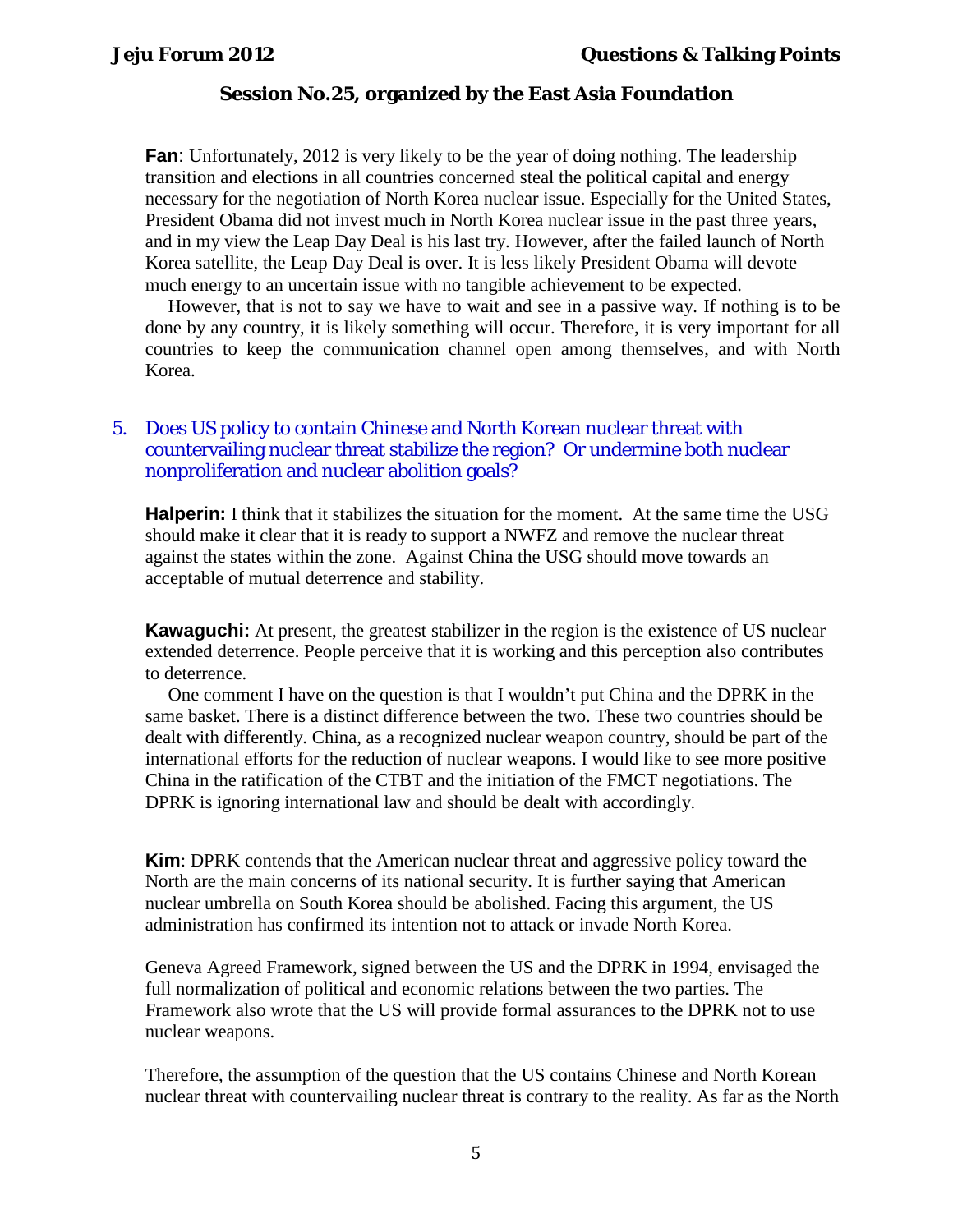**Fan**: Unfortunately, 2012 is very likely to be the year of doing nothing. The leadership transition and elections in all countries concerned steal the political capital and energy necessary for the negotiation of North Korea nuclear issue. Especially for the United States, President Obama did not invest much in North Korea nuclear issue in the past three years, and in my view the Leap Day Deal is his last try. However, after the failed launch of North Korea satellite, the Leap Day Deal is over. It is less likely President Obama will devote much energy to an uncertain issue with no tangible achievement to be expected.

However, that is not to say we have to wait and see in a passive way. If nothing is to be done by any country, it is likely something will occur. Therefore, it is very important for all countries to keep the communication channel open among themselves, and with North Korea.

5. Does US policy to contain Chinese and North Korean nuclear threat with countervailing nuclear threat stabilize the region? Or undermine both nuclear nonproliferation and nuclear abolition goals?

**Halperin:** I think that it stabilizes the situation for the moment. At the same time the USG should make it clear that it is ready to support a NWFZ and remove the nuclear threat against the states within the zone. Against China the USG should move towards an acceptable of mutual deterrence and stability.

**Kawaguchi:** At present, the greatest stabilizer in the region is the existence of US nuclear extended deterrence. People perceive that it is working and this perception also contributes to deterrence.

One comment I have on the question is that I wouldn't put China and the DPRK in the same basket. There is a distinct difference between the two. These two countries should be dealt with differently. China, as a recognized nuclear weapon country, should be part of the international efforts for the reduction of nuclear weapons. I would like to see more positive China in the ratification of the CTBT and the initiation of the FMCT negotiations. The DPRK is ignoring international law and should be dealt with accordingly.

**Kim**: DPRK contends that the American nuclear threat and aggressive policy toward the North are the main concerns of its national security. It is further saying that American nuclear umbrella on South Korea should be abolished. Facing this argument, the US administration has confirmed its intention not to attack or invade North Korea.

Geneva Agreed Framework, signed between the US and the DPRK in 1994, envisaged the full normalization of political and economic relations between the two parties. The Framework also wrote that the US will provide formal assurances to the DPRK not to use nuclear weapons.

Therefore, the assumption of the question that the US contains Chinese and North Korean nuclear threat with countervailing nuclear threat is contrary to the reality. As far as the North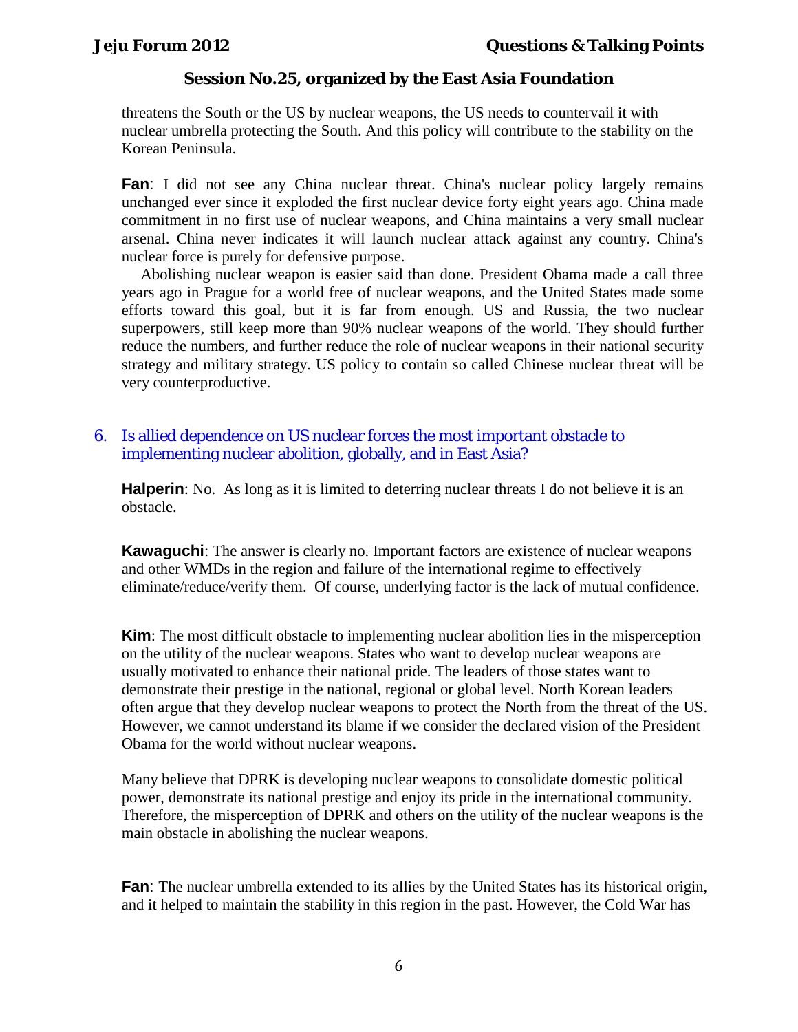threatens the South or the US by nuclear weapons, the US needs to countervail it with nuclear umbrella protecting the South. And this policy will contribute to the stability on the Korean Peninsula.

**Fan**: I did not see any China nuclear threat. China's nuclear policy largely remains unchanged ever since it exploded the first nuclear device forty eight years ago. China made commitment in no first use of nuclear weapons, and China maintains a very small nuclear arsenal. China never indicates it will launch nuclear attack against any country. China's nuclear force is purely for defensive purpose.

Abolishing nuclear weapon is easier said than done. President Obama made a call three years ago in Prague for a world free of nuclear weapons, and the United States made some efforts toward this goal, but it is far from enough. US and Russia, the two nuclear superpowers, still keep more than 90% nuclear weapons of the world. They should further reduce the numbers, and further reduce the role of nuclear weapons in their national security strategy and military strategy. US policy to contain so called Chinese nuclear threat will be very counterproductive.

## 6. Is allied dependence on US nuclear forces the most important obstacle to implementing nuclear abolition, globally, and in East Asia?

**Halperin**: No. As long as it is limited to deterring nuclear threats I do not believe it is an obstacle.

**Kawaguchi**: The answer is clearly no. Important factors are existence of nuclear weapons and other WMDs in the region and failure of the international regime to effectively eliminate/reduce/verify them. Of course, underlying factor is the lack of mutual confidence.

**Kim**: The most difficult obstacle to implementing nuclear abolition lies in the misperception on the utility of the nuclear weapons. States who want to develop nuclear weapons are usually motivated to enhance their national pride. The leaders of those states want to demonstrate their prestige in the national, regional or global level. North Korean leaders often argue that they develop nuclear weapons to protect the North from the threat of the US. However, we cannot understand its blame if we consider the declared vision of the President Obama for the world without nuclear weapons.

Many believe that DPRK is developing nuclear weapons to consolidate domestic political power, demonstrate its national prestige and enjoy its pride in the international community. Therefore, the misperception of DPRK and others on the utility of the nuclear weapons is the main obstacle in abolishing the nuclear weapons.

**Fan**: The nuclear umbrella extended to its allies by the United States has its historical origin, and it helped to maintain the stability in this region in the past. However, the Cold War has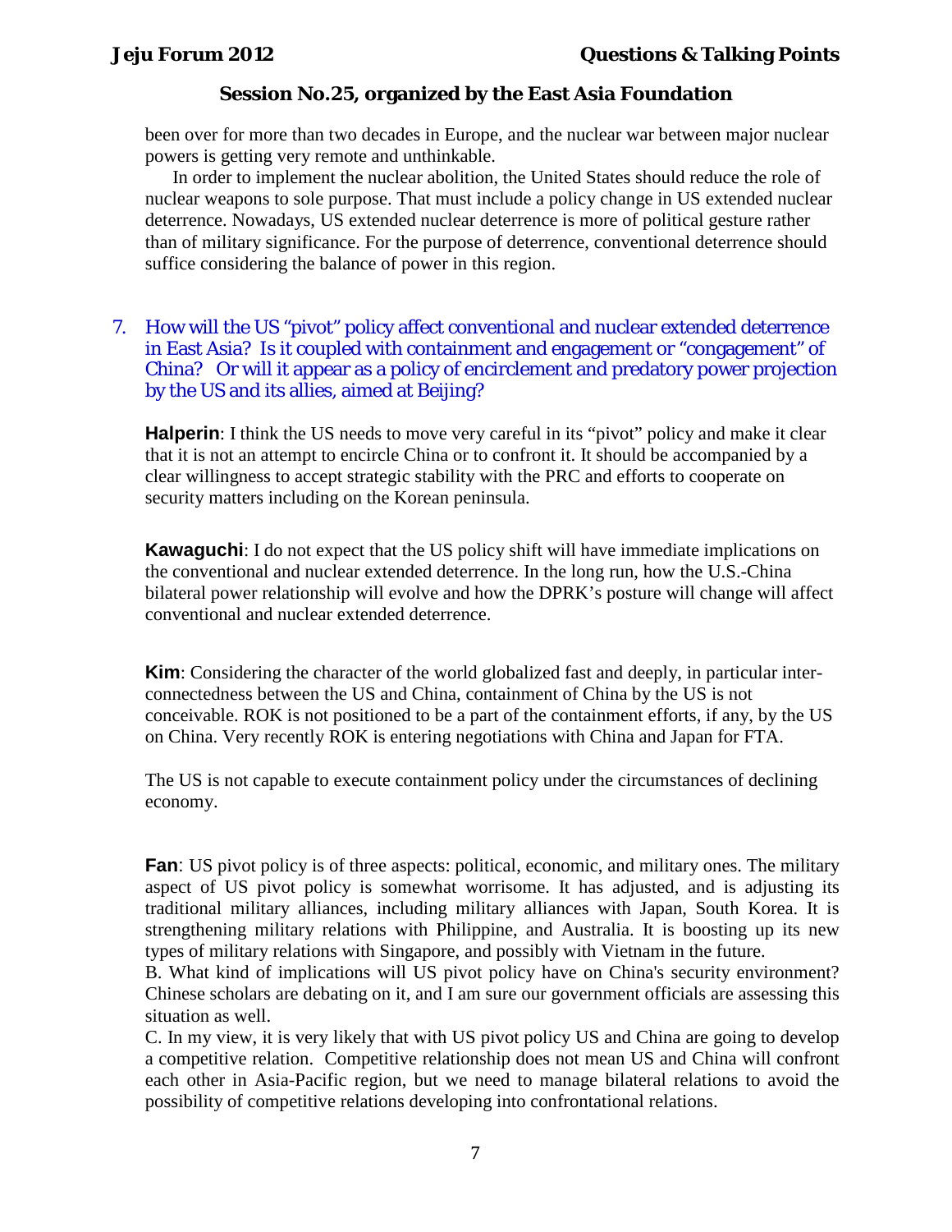been over for more than two decades in Europe, and the nuclear war between major nuclear powers is getting very remote and unthinkable.

In order to implement the nuclear abolition, the United States should reduce the role of nuclear weapons to sole purpose. That must include a policy change in US extended nuclear deterrence. Nowadays, US extended nuclear deterrence is more of political gesture rather than of military significance. For the purpose of deterrence, conventional deterrence should suffice considering the balance of power in this region.

7. How will the US "pivot" policy affect conventional and nuclear extended deterrence in East Asia? Is it coupled with containment and engagement or "congagement" of China? Or will it appear as a policy of encirclement and predatory power projection by the US and its allies, aimed at Beijing?

**Halperin**: I think the US needs to move very careful in its "pivot" policy and make it clear that it is not an attempt to encircle China or to confront it. It should be accompanied by a clear willingness to accept strategic stability with the PRC and efforts to cooperate on security matters including on the Korean peninsula.

**Kawaguchi**: I do not expect that the US policy shift will have immediate implications on the conventional and nuclear extended deterrence. In the long run, how the U.S.-China bilateral power relationship will evolve and how the DPRK's posture will change will affect conventional and nuclear extended deterrence.

**Kim**: Considering the character of the world globalized fast and deeply, in particular inter-connectedness between the US and China, containment of China by the US is not conceivable. ROK is not positioned to be a part of the containment efforts, if any, by the US on China. Very recently ROK is entering negotiations with China and Japan for FTA.

The US is not capable to execute containment policy under the circumstances of declining economy.

**Fan**: US pivot policy is of three aspects: political, economic, and military ones. The military aspect of US pivot policy is somewhat worrisome. It has adjusted, and is adjusting its traditional military alliances, including military alliances with Japan, South Korea. It is strengthening military relations with Philippine, and Australia. It is boosting up its new types of military relations with Singapore, and possibly with Vietnam in the future.

B. What kind of implications will US pivot policy have on China's security environment? Chinese scholars are debating on it, and I am sure our government officials are assessing this situation as well.

C. In my view, it is very likely that with US pivot policy US and China are going to develop a competitive relation. Competitive relationship does not mean US and China will confront each other in Asia-Pacific region, but we need to manage bilateral relations to avoid the possibility of competitive relations developing into confrontational relations.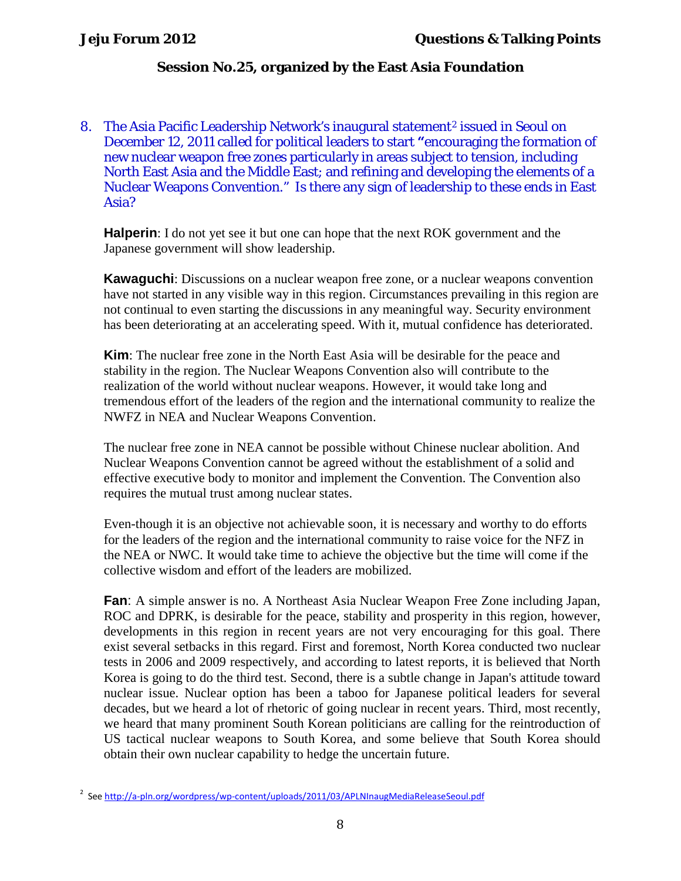8. The Asia Pacific Leadership Network's inaugural statement[2] issued in Seoul on December 12, 2011 called for political leaders to start "encouraging the formation of new nuclear weapon free zones particularly in areas subject to tension, including North East Asia and the Middle East; and refining and developing the elements of a Nuclear Weapons Convention." Is there any sign of leadership to these ends in East Asia?

**Halperin**: I do not yet see it but one can hope that the next ROK government and the Japanese government will show leadership.

**Kawaguchi**: Discussions on a nuclear weapon free zone, or a nuclear weapons convention have not started in any visible way in this region. Circumstances prevailing in this region are not continual to even starting the discussions in any meaningful way. Security environment has been deteriorating at an accelerating speed. With it, mutual confidence has deteriorated.

**Kim**: The nuclear free zone in the North East Asia will be desirable for the peace and stability in the region. The Nuclear Weapons Convention also will contribute to the realization of the world without nuclear weapons. However, it would take long and tremendous effort of the leaders of the region and the international community to realize the NWFZ in NEA and Nuclear Weapons Convention.

The nuclear free zone in NEA cannot be possible without Chinese nuclear abolition. And Nuclear Weapons Convention cannot be agreed without the establishment of a solid and effective executive body to monitor and implement the Convention. The Convention also requires the mutual trust among nuclear states.

Even-though it is an objective not achievable soon, it is necessary and worthy to do efforts for the leaders of the region and the international community to raise voice for the NFZ in the NEA or NWC. It would take time to achieve the objective but the time will come if the collective wisdom and effort of the leaders are mobilized.

**Fan**: A simple answer is no. A Northeast Asia Nuclear Weapon Free Zone including Japan, ROC and DPRK, is desirable for the peace, stability and prosperity in this region, however, developments in this region in recent years are not very encouraging for this goal. There exist several setbacks in this regard. First and foremost, North Korea conducted two nuclear tests in 2006 and 2009 respectively, and according to latest reports, it is believed that North Korea is going to do the third test. Second, there is a subtle change in Japan's attitude toward nuclear issue. Nuclear option has been a taboo for Japanese political leaders for several decades, but we heard a lot of rhetoric of going nuclear in recent years. Third, most recently, we heard that many prominent South Korean politicians are calling for the reintroduction of US tactical nuclear weapons to South Korea, and some believe that South Korea should obtain their own nuclear capability to hedge the uncertain future.

---

[2] See http://a-pln.org/wordpress/wp-content/uploads/2011/03/APLNInaugMediaReleaseSeoul.pdf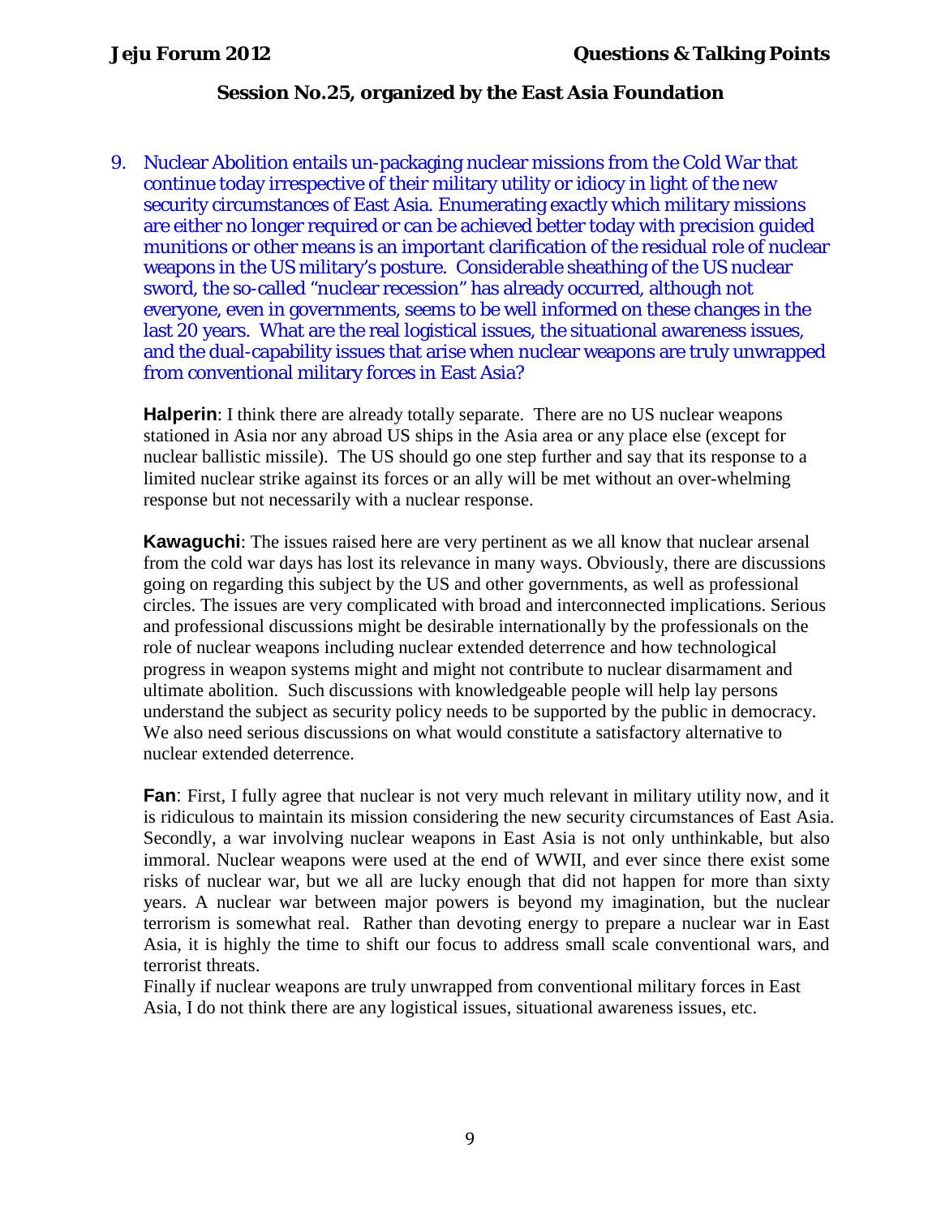9. Nuclear Abolition entails un-packaging nuclear missions from the Cold War that continue today irrespective of their military utility or idiocy in light of the new security circumstances of East Asia. Enumerating exactly which military missions are either no longer required or can be achieved better today with precision guided munitions or other means is an important clarification of the residual role of nuclear weapons in the US military's posture. Considerable sheathing of the US nuclear sword, the so-called "nuclear recession" has already occurred, although not everyone, even in governments, seems to be well informed on these changes in the last 20 years. What are the real logistical issues, the situational awareness issues, and the dual-capability issues that arise when nuclear weapons are truly unwrapped from conventional military forces in East Asia?

   **Halperin**: I think there are already totally separate. There are no US nuclear weapons stationed in Asia nor any abroad US ships in the Asia area or any place else (except for nuclear ballistic missile). The US should go one step further and say that its response to a limited nuclear strike against its forces or an ally will be met without an over-whelming response but not necessarily with a nuclear response.

   **Kawaguchi**: The issues raised here are very pertinent as we all know that nuclear arsenal from the cold war days has lost its relevance in many ways. Obviously, there are discussions going on regarding this subject by the US and other governments, as well as professional circles. The issues are very complicated with broad and interconnected implications. Serious and professional discussions might be desirable internationally by the professionals on the role of nuclear weapons including nuclear extended deterrence and how technological progress in weapon systems might and might not contribute to nuclear disarmament and ultimate abolition. Such discussions with knowledgeable people will help lay persons understand the subject as security policy needs to be supported by the public in democracy. We also need serious discussions on what would constitute a satisfactory alternative to nuclear extended deterrence.

   **Fan**: First, I fully agree that nuclear is not very much relevant in military utility now, and it is ridiculous to maintain its mission considering the new security circumstances of East Asia. Secondly, a war involving nuclear weapons in East Asia is not only unthinkable, but also immoral. Nuclear weapons were used at the end of WWII, and ever since there exist some risks of nuclear war, but we all are lucky enough that did not happen for more than sixty years. A nuclear war between major powers is beyond my imagination, but the nuclear terrorism is somewhat real. Rather than devoting energy to prepare a nuclear war in East Asia, it is highly the time to shift our focus to address small scale conventional wars, and terrorist threats.
   Finally if nuclear weapons are truly unwrapped from conventional military forces in East Asia, I do not think there are any logistical issues, situational awareness issues, etc.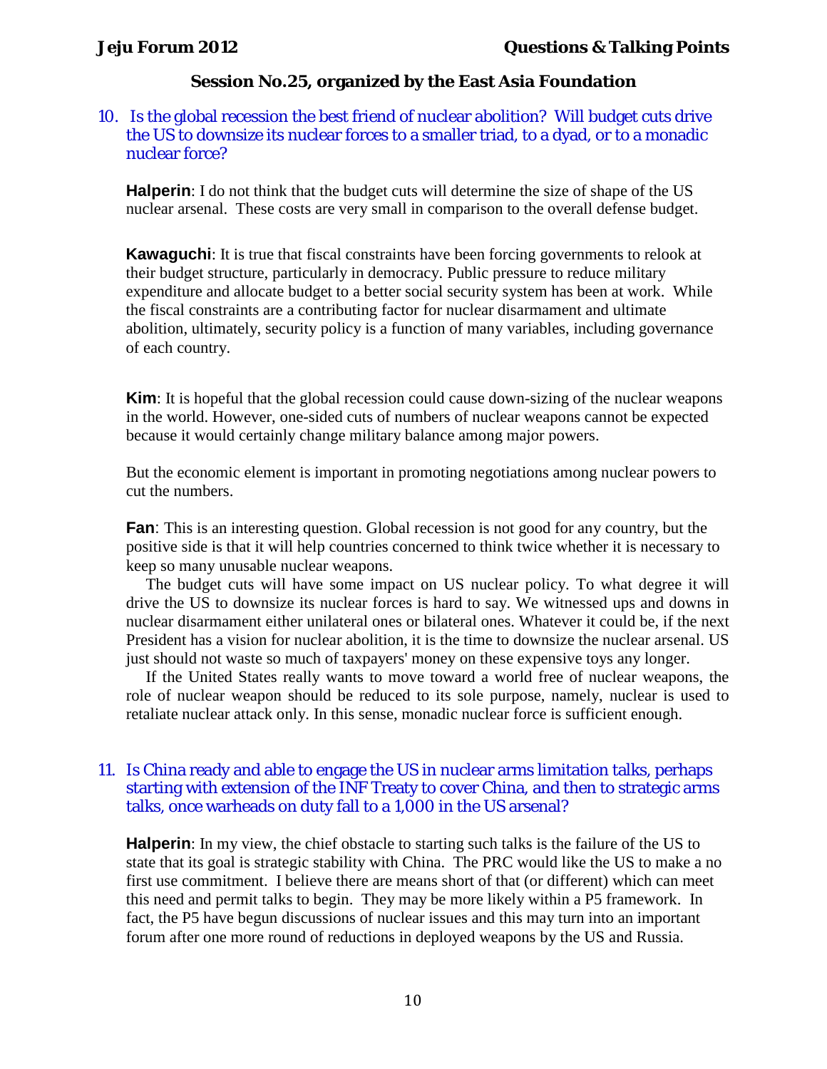## Session No.25, organized by the East Asia Foundation

10. Is the global recession the best friend of nuclear abolition? Will budget cuts drive the US to downsize its nuclear forces to a smaller triad, to a dyad, or to a monadic nuclear force?

**Halperin**: I do not think that the budget cuts will determine the size of shape of the US nuclear arsenal. These costs are very small in comparison to the overall defense budget.

**Kawaguchi**: It is true that fiscal constraints have been forcing governments to relook at their budget structure, particularly in democracy. Public pressure to reduce military expenditure and allocate budget to a better social security system has been at work. While the fiscal constraints are a contributing factor for nuclear disarmament and ultimate abolition, ultimately, security policy is a function of many variables, including governance of each country.

**Kim**: It is hopeful that the global recession could cause down-sizing of the nuclear weapons in the world. However, one-sided cuts of numbers of nuclear weapons cannot be expected because it would certainly change military balance among major powers.

But the economic element is important in promoting negotiations among nuclear powers to cut the numbers.

**Fan**: This is an interesting question. Global recession is not good for any country, but the positive side is that it will help countries concerned to think twice whether it is necessary to keep so many unusable nuclear weapons.

The budget cuts will have some impact on US nuclear policy. To what degree it will drive the US to downsize its nuclear forces is hard to say. We witnessed ups and downs in nuclear disarmament either unilateral ones or bilateral ones. Whatever it could be, if the next President has a vision for nuclear abolition, it is the time to downsize the nuclear arsenal. US just should not waste so much of taxpayers' money on these expensive toys any longer.

If the United States really wants to move toward a world free of nuclear weapons, the role of nuclear weapon should be reduced to its sole purpose, namely, nuclear is used to retaliate nuclear attack only. In this sense, monadic nuclear force is sufficient enough.

11. Is China ready and able to engage the US in nuclear arms limitation talks, perhaps starting with extension of the INF Treaty to cover China, and then to strategic arms talks, once warheads on duty fall to a 1,000 in the US arsenal?

**Halperin**: In my view, the chief obstacle to starting such talks is the failure of the US to state that its goal is strategic stability with China. The PRC would like the US to make a no first use commitment. I believe there are means short of that (or different) which can meet this need and permit talks to begin. They may be more likely within a P5 framework. In fact, the P5 have begun discussions of nuclear issues and this may turn into an important forum after one more round of reductions in deployed weapons by the US and Russia.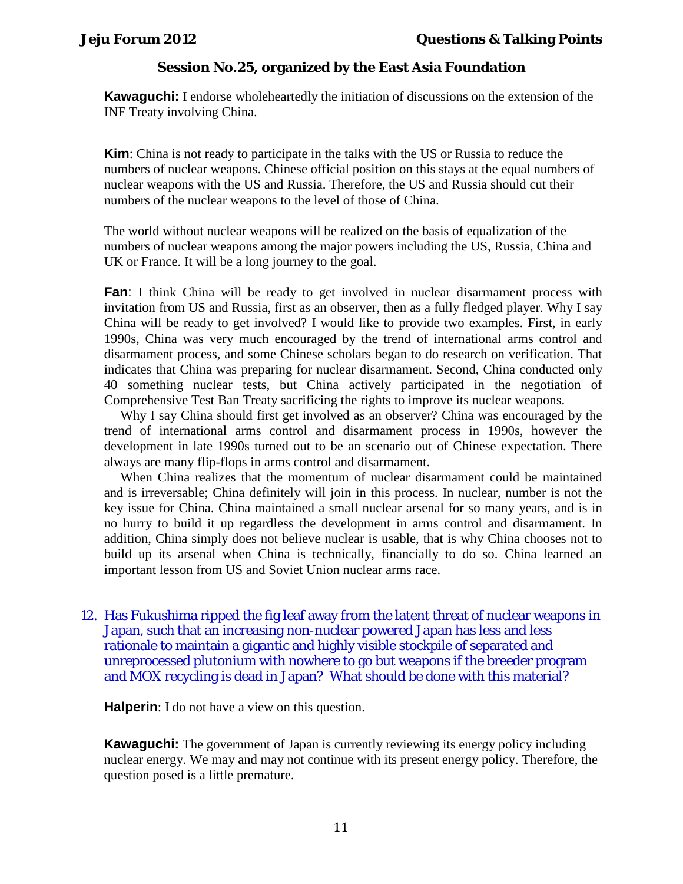## Session No.25, organized by the East Asia Foundation

**Kawaguchi:** I endorse wholeheartedly the initiation of discussions on the extension of the INF Treaty involving China.

**Kim**: China is not ready to participate in the talks with the US or Russia to reduce the numbers of nuclear weapons. Chinese official position on this stays at the equal numbers of nuclear weapons with the US and Russia. Therefore, the US and Russia should cut their numbers of the nuclear weapons to the level of those of China.

The world without nuclear weapons will be realized on the basis of equalization of the numbers of nuclear weapons among the major powers including the US, Russia, China and UK or France. It will be a long journey to the goal.

**Fan**: I think China will be ready to get involved in nuclear disarmament process with invitation from US and Russia, first as an observer, then as a fully fledged player. Why I say China will be ready to get involved? I would like to provide two examples. First, in early 1990s, China was very much encouraged by the trend of international arms control and disarmament process, and some Chinese scholars began to do research on verification. That indicates that China was preparing for nuclear disarmament. Second, China conducted only 40 something nuclear tests, but China actively participated in the negotiation of Comprehensive Test Ban Treaty sacrificing the rights to improve its nuclear weapons.

Why I say China should first get involved as an observer? China was encouraged by the trend of international arms control and disarmament process in 1990s, however the development in late 1990s turned out to be an scenario out of Chinese expectation. There always are many flip-flops in arms control and disarmament.

When China realizes that the momentum of nuclear disarmament could be maintained and is irreversable; China definitely will join in this process. In nuclear, number is not the key issue for China. China maintained a small nuclear arsenal for so many years, and is in no hurry to build it up regardless the development in arms control and disarmament. In addition, China simply does not believe nuclear is usable, that is why China chooses not to build up its arsenal when China is technically, financially to do so. China learned an important lesson from US and Soviet Union nuclear arms race.

12. Has Fukushima ripped the fig leaf away from the latent threat of nuclear weapons in Japan, such that an increasing non-nuclear powered Japan has less and less rationale to maintain a gigantic and highly visible stockpile of separated and unreprocessed plutonium with nowhere to go but weapons if the breeder program and MOX recycling is dead in Japan? What should be done with this material?

**Halperin**: I do not have a view on this question.

**Kawaguchi:** The government of Japan is currently reviewing its energy policy including nuclear energy. We may and may not continue with its present energy policy. Therefore, the question posed is a little premature.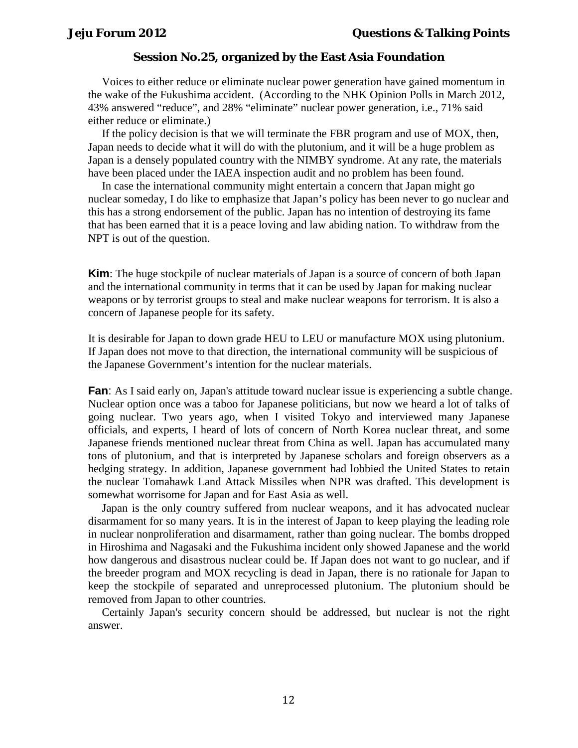## Session No.25, organized by the East Asia Foundation

Voices to either reduce or eliminate nuclear power generation have gained momentum in the wake of the Fukushima accident. (According to the NHK Opinion Polls in March 2012, 43% answered "reduce", and 28% "eliminate" nuclear power generation, i.e., 71% said either reduce or eliminate.)

If the policy decision is that we will terminate the FBR program and use of MOX, then, Japan needs to decide what it will do with the plutonium, and it will be a huge problem as Japan is a densely populated country with the NIMBY syndrome. At any rate, the materials have been placed under the IAEA inspection audit and no problem has been found.

In case the international community might entertain a concern that Japan might go nuclear someday, I do like to emphasize that Japan's policy has been never to go nuclear and this has a strong endorsement of the public. Japan has no intention of destroying its fame that has been earned that it is a peace loving and law abiding nation. To withdraw from the NPT is out of the question.

**Kim**: The huge stockpile of nuclear materials of Japan is a source of concern of both Japan and the international community in terms that it can be used by Japan for making nuclear weapons or by terrorist groups to steal and make nuclear weapons for terrorism. It is also a concern of Japanese people for its safety.

It is desirable for Japan to down grade HEU to LEU or manufacture MOX using plutonium. If Japan does not move to that direction, the international community will be suspicious of the Japanese Government's intention for the nuclear materials.

**Fan**: As I said early on, Japan's attitude toward nuclear issue is experiencing a subtle change. Nuclear option once was a taboo for Japanese politicians, but now we heard a lot of talks of going nuclear. Two years ago, when I visited Tokyo and interviewed many Japanese officials, and experts, I heard of lots of concern of North Korea nuclear threat, and some Japanese friends mentioned nuclear threat from China as well. Japan has accumulated many tons of plutonium, and that is interpreted by Japanese scholars and foreign observers as a hedging strategy. In addition, Japanese government had lobbied the United States to retain the nuclear Tomahawk Land Attack Missiles when NPR was drafted. This development is somewhat worrisome for Japan and for East Asia as well.

Japan is the only country suffered from nuclear weapons, and it has advocated nuclear disarmament for so many years. It is in the interest of Japan to keep playing the leading role in nuclear nonproliferation and disarmament, rather than going nuclear. The bombs dropped in Hiroshima and Nagasaki and the Fukushima incident only showed Japanese and the world how dangerous and disastrous nuclear could be. If Japan does not want to go nuclear, and if the breeder program and MOX recycling is dead in Japan, there is no rationale for Japan to keep the stockpile of separated and unreprocessed plutonium. The plutonium should be removed from Japan to other countries.

Certainly Japan's security concern should be addressed, but nuclear is not the right answer.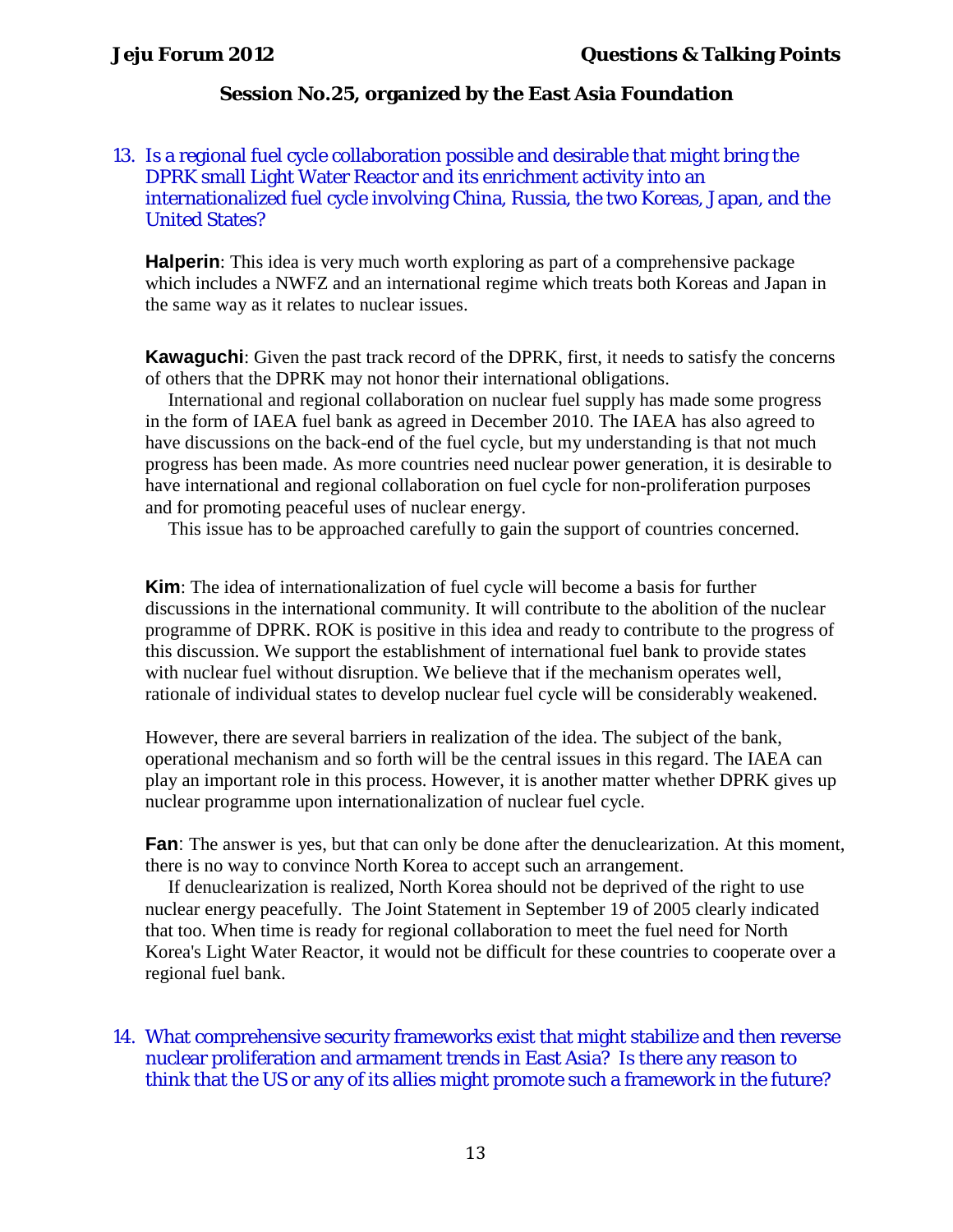**Session No.25, organized by the East Asia Foundation**

13. Is a regional fuel cycle collaboration possible and desirable that might bring the DPRK small Light Water Reactor and its enrichment activity into an internationalized fuel cycle involving China, Russia, the two Koreas, Japan, and the United States?

**Halperin**: This idea is very much worth exploring as part of a comprehensive package which includes a NWFZ and an international regime which treats both Koreas and Japan in the same way as it relates to nuclear issues.

**Kawaguchi**: Given the past track record of the DPRK, first, it needs to satisfy the concerns of others that the DPRK may not honor their international obligations.

International and regional collaboration on nuclear fuel supply has made some progress in the form of IAEA fuel bank as agreed in December 2010. The IAEA has also agreed to have discussions on the back-end of the fuel cycle, but my understanding is that not much progress has been made. As more countries need nuclear power generation, it is desirable to have international and regional collaboration on fuel cycle for non-proliferation purposes and for promoting peaceful uses of nuclear energy.

This issue has to be approached carefully to gain the support of countries concerned.

**Kim**: The idea of internationalization of fuel cycle will become a basis for further discussions in the international community. It will contribute to the abolition of the nuclear programme of DPRK. ROK is positive in this idea and ready to contribute to the progress of this discussion. We support the establishment of international fuel bank to provide states with nuclear fuel without disruption. We believe that if the mechanism operates well, rationale of individual states to develop nuclear fuel cycle will be considerably weakened.

However, there are several barriers in realization of the idea. The subject of the bank, operational mechanism and so forth will be the central issues in this regard. The IAEA can play an important role in this process. However, it is another matter whether DPRK gives up nuclear programme upon internationalization of nuclear fuel cycle.

**Fan**: The answer is yes, but that can only be done after the denuclearization. At this moment, there is no way to convince North Korea to accept such an arrangement.

If denuclearization is realized, North Korea should not be deprived of the right to use nuclear energy peacefully. The Joint Statement in September 19 of 2005 clearly indicated that too. When time is ready for regional collaboration to meet the fuel need for North Korea's Light Water Reactor, it would not be difficult for these countries to cooperate over a regional fuel bank.

14. What comprehensive security frameworks exist that might stabilize and then reverse nuclear proliferation and armament trends in East Asia? Is there any reason to think that the US or any of its allies might promote such a framework in the future?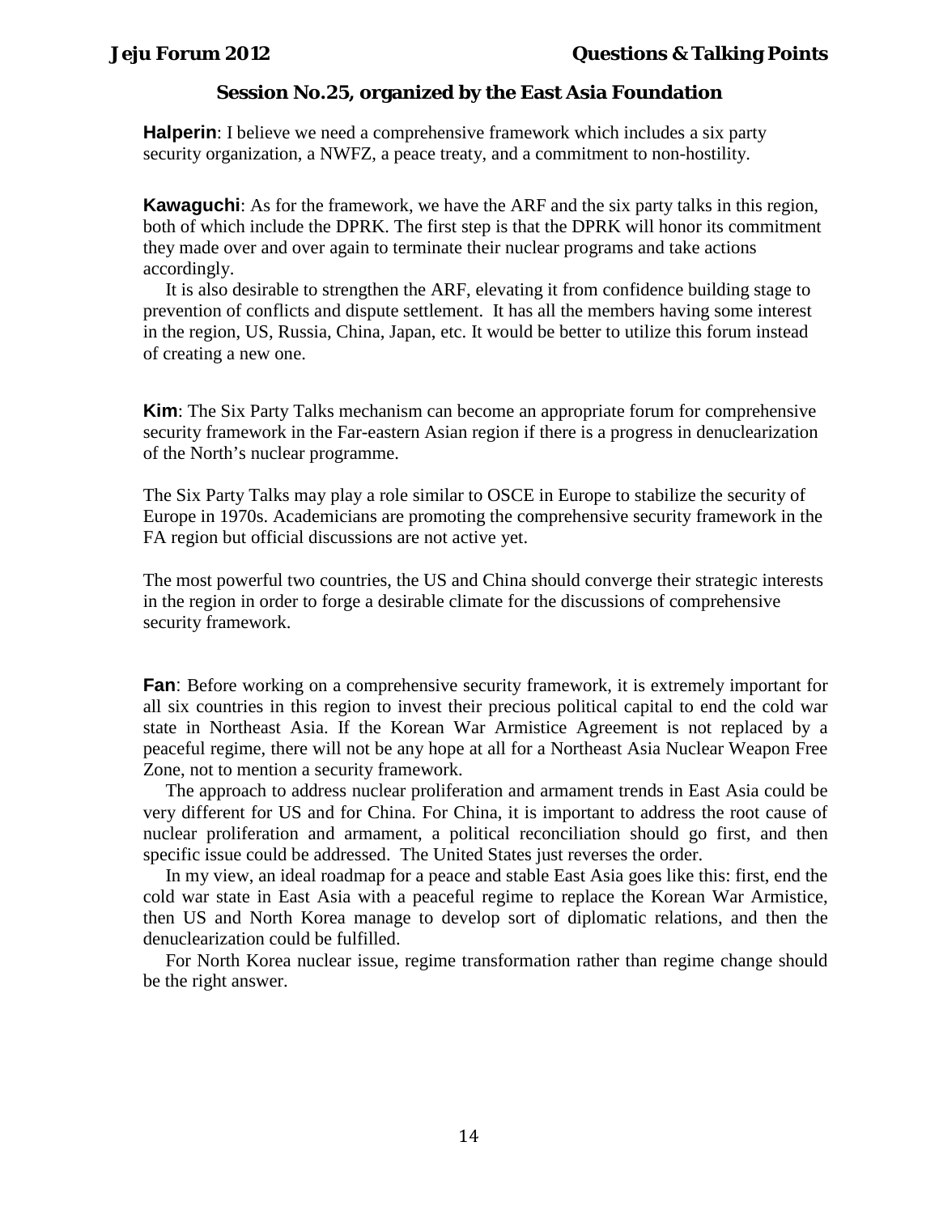## Session No.25, organized by the East Asia Foundation

**Halperin**: I believe we need a comprehensive framework which includes a six party security organization, a NWFZ, a peace treaty, and a commitment to non-hostility.

**Kawaguchi**: As for the framework, we have the ARF and the six party talks in this region, both of which include the DPRK. The first step is that the DPRK will honor its commitment they made over and over again to terminate their nuclear programs and take actions accordingly.

It is also desirable to strengthen the ARF, elevating it from confidence building stage to prevention of conflicts and dispute settlement. It has all the members having some interest in the region, US, Russia, China, Japan, etc. It would be better to utilize this forum instead of creating a new one.

**Kim**: The Six Party Talks mechanism can become an appropriate forum for comprehensive security framework in the Far-eastern Asian region if there is a progress in denuclearization of the North's nuclear programme.

The Six Party Talks may play a role similar to OSCE in Europe to stabilize the security of Europe in 1970s. Academicians are promoting the comprehensive security framework in the FA region but official discussions are not active yet.

The most powerful two countries, the US and China should converge their strategic interests in the region in order to forge a desirable climate for the discussions of comprehensive security framework.

**Fan**: Before working on a comprehensive security framework, it is extremely important for all six countries in this region to invest their precious political capital to end the cold war state in Northeast Asia. If the Korean War Armistice Agreement is not replaced by a peaceful regime, there will not be any hope at all for a Northeast Asia Nuclear Weapon Free Zone, not to mention a security framework.

The approach to address nuclear proliferation and armament trends in East Asia could be very different for US and for China. For China, it is important to address the root cause of nuclear proliferation and armament, a political reconciliation should go first, and then specific issue could be addressed. The United States just reverses the order.

In my view, an ideal roadmap for a peace and stable East Asia goes like this: first, end the cold war state in East Asia with a peaceful regime to replace the Korean War Armistice, then US and North Korea manage to develop sort of diplomatic relations, and then the denuclearization could be fulfilled.

For North Korea nuclear issue, regime transformation rather than regime change should be the right answer.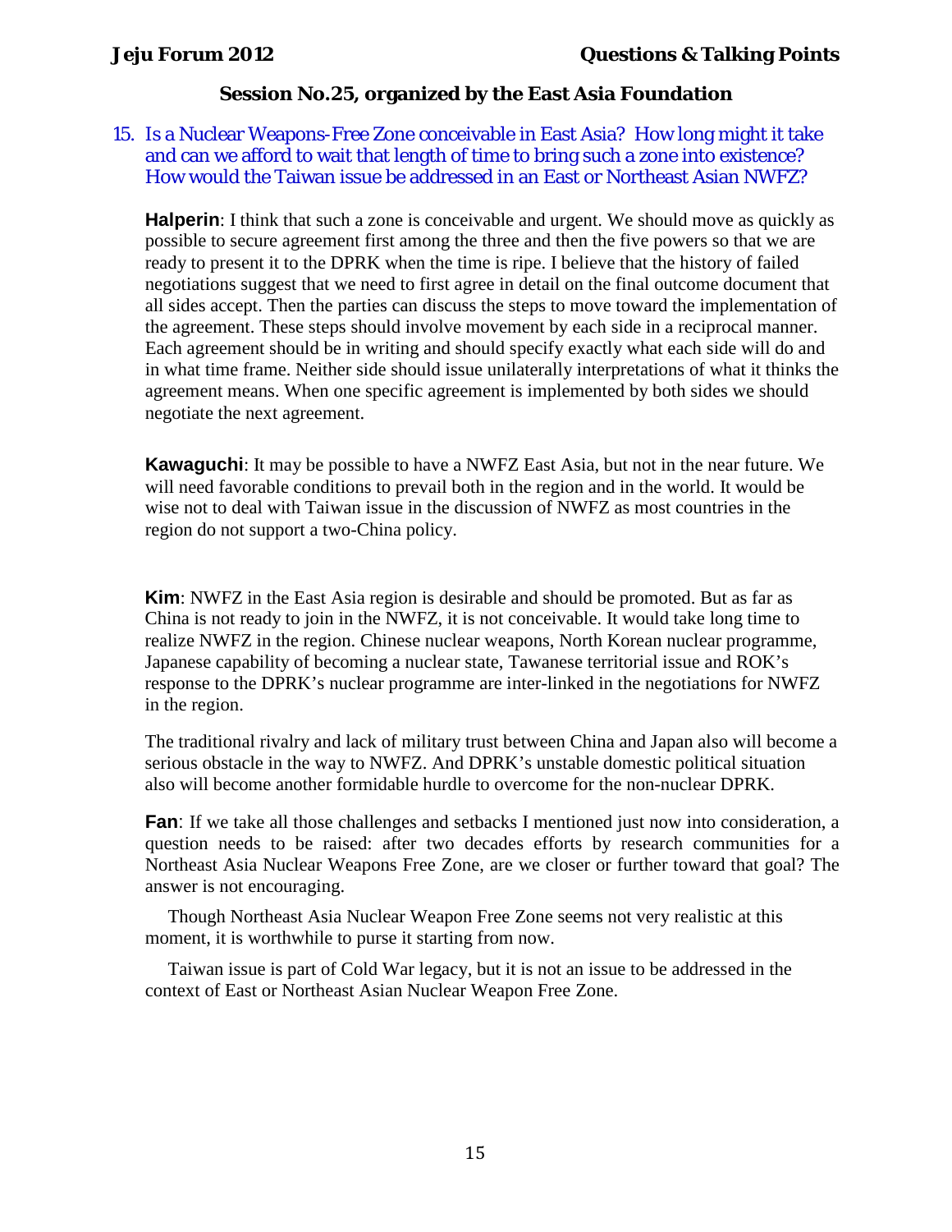### Session No.25, organized by the East Asia Foundation

15. Is a Nuclear Weapons-Free Zone conceivable in East Asia? How long might it take and can we afford to wait that length of time to bring such a zone into existence? How would the Taiwan issue be addressed in an East or Northeast Asian NWFZ?

**Halperin**: I think that such a zone is conceivable and urgent. We should move as quickly as possible to secure agreement first among the three and then the five powers so that we are ready to present it to the DPRK when the time is ripe. I believe that the history of failed negotiations suggest that we need to first agree in detail on the final outcome document that all sides accept. Then the parties can discuss the steps to move toward the implementation of the agreement. These steps should involve movement by each side in a reciprocal manner. Each agreement should be in writing and should specify exactly what each side will do and in what time frame. Neither side should issue unilaterally interpretations of what it thinks the agreement means. When one specific agreement is implemented by both sides we should negotiate the next agreement.

**Kawaguchi**: It may be possible to have a NWFZ East Asia, but not in the near future. We will need favorable conditions to prevail both in the region and in the world. It would be wise not to deal with Taiwan issue in the discussion of NWFZ as most countries in the region do not support a two-China policy.

**Kim**: NWFZ in the East Asia region is desirable and should be promoted. But as far as China is not ready to join in the NWFZ, it is not conceivable. It would take long time to realize NWFZ in the region. Chinese nuclear weapons, North Korean nuclear programme, Japanese capability of becoming a nuclear state, Tawanese territorial issue and ROK's response to the DPRK's nuclear programme are inter-linked in the negotiations for NWFZ in the region.

The traditional rivalry and lack of military trust between China and Japan also will become a serious obstacle in the way to NWFZ. And DPRK's unstable domestic political situation also will become another formidable hurdle to overcome for the non-nuclear DPRK.

**Fan**: If we take all those challenges and setbacks I mentioned just now into consideration, a question needs to be raised: after two decades efforts by research communities for a Northeast Asia Nuclear Weapons Free Zone, are we closer or further toward that goal? The answer is not encouraging.

Though Northeast Asia Nuclear Weapon Free Zone seems not very realistic at this moment, it is worthwhile to purse it starting from now.

Taiwan issue is part of Cold War legacy, but it is not an issue to be addressed in the context of East or Northeast Asian Nuclear Weapon Free Zone.